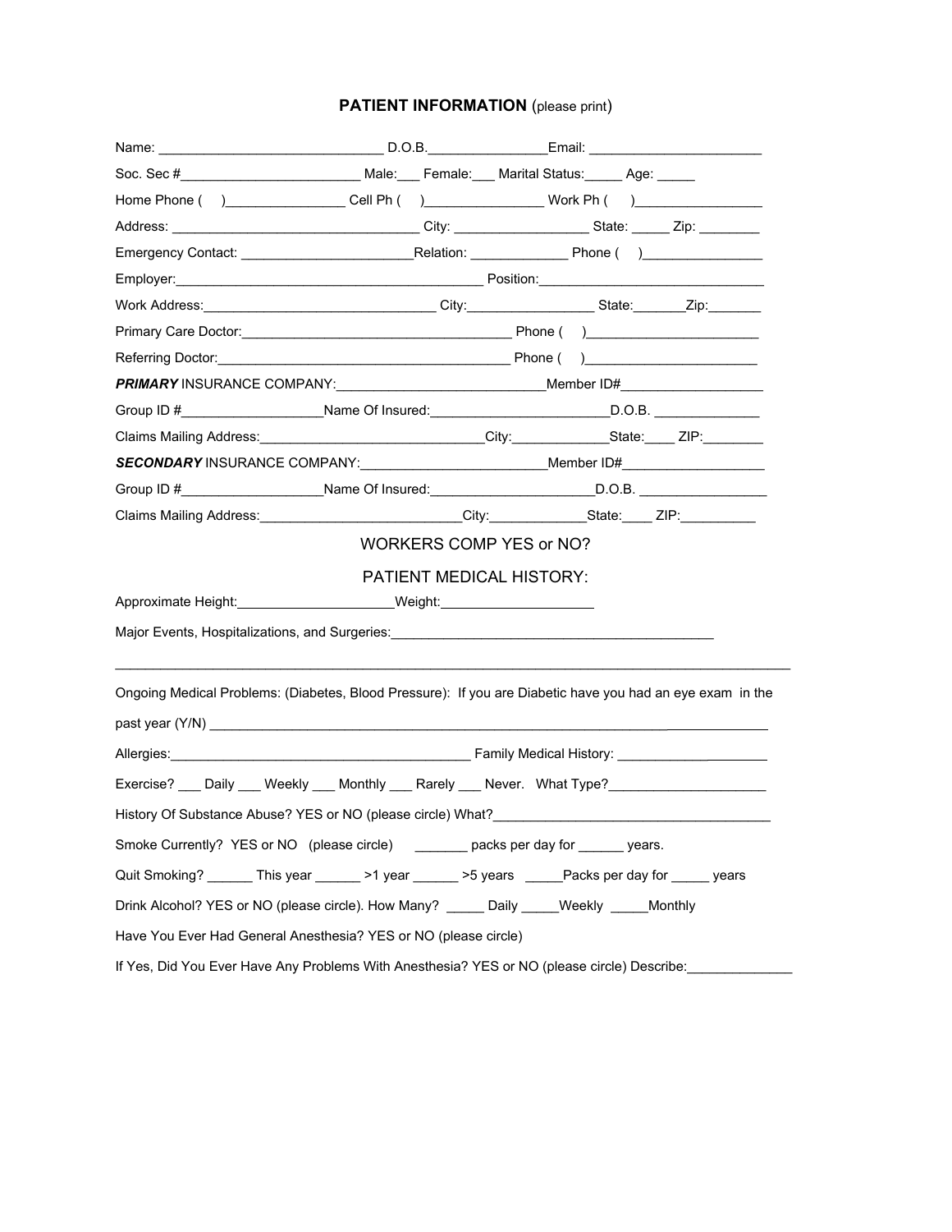## PATIENT INFORMATION (please print)

Name: ______________________________ D.O.B._______________Email: ______________________

Soc. Sec #________________________ Male:___ Female:___ Marital Status:_____ Age: _____

Home Phone (    )________________ Cell Ph (    )________________ Work Ph (    )_________________

Address: _________________________________ City: _________________ State: _____ Zip: ________

Emergency Contact: ______________________Relation: _____________ Phone (    )________________

Employer:________________________________________ Position:______________________________

Work Address:______________________________ City:________________ State:_______Zip:_______

Primary Care Doctor:___________________________________ Phone (    )_______________________

Referring Doctor:______________________________________ Phone (    )_______________________

***PRIMARY*** INSURANCE COMPANY:___________________________Member ID#___________________

Group ID #___________________Name Of Insured:_______________________D.O.B. ______________

Claims Mailing Address:_____________________________City:_____________State:____ ZIP:________

***SECONDARY*** INSURANCE COMPANY:________________________Member ID#___________________

Group ID #___________________Name Of Insured:_____________________D.O.B. _________________

Claims Mailing Address:__________________________City:_____________State:____ ZIP:__________

WORKERS COMP YES or NO?

PATIENT MEDICAL HISTORY:

Approximate Height:____________________Weight:____________________

Major Events, Hospitalizations, and Surgeries:___________________________________________

_____________________________________________________________________________________

Ongoing Medical Problems: (Diabetes, Blood Pressure): If you are Diabetic have you had an eye exam in the past year (Y/N) ___________________________________________________________________

Allergies:________________________________________ Family Medical History: ____________________

Exercise? ___ Daily ___ Weekly ___ Monthly ___ Rarely ___ Never. What Type?_____________________

History Of Substance Abuse? YES or NO (please circle) What?_____________________________________

Smoke Currently? YES or NO (please circle) _______ packs per day for ______ years.

Quit Smoking? ______ This year ______ >1 year ______ >5 years _____Packs per day for _____ years

Drink Alcohol? YES or NO (please circle). How Many? _____ Daily _____Weekly _____Monthly

Have You Ever Had General Anesthesia? YES or NO (please circle)

If Yes, Did You Ever Have Any Problems With Anesthesia? YES or NO (please circle) Describe:______________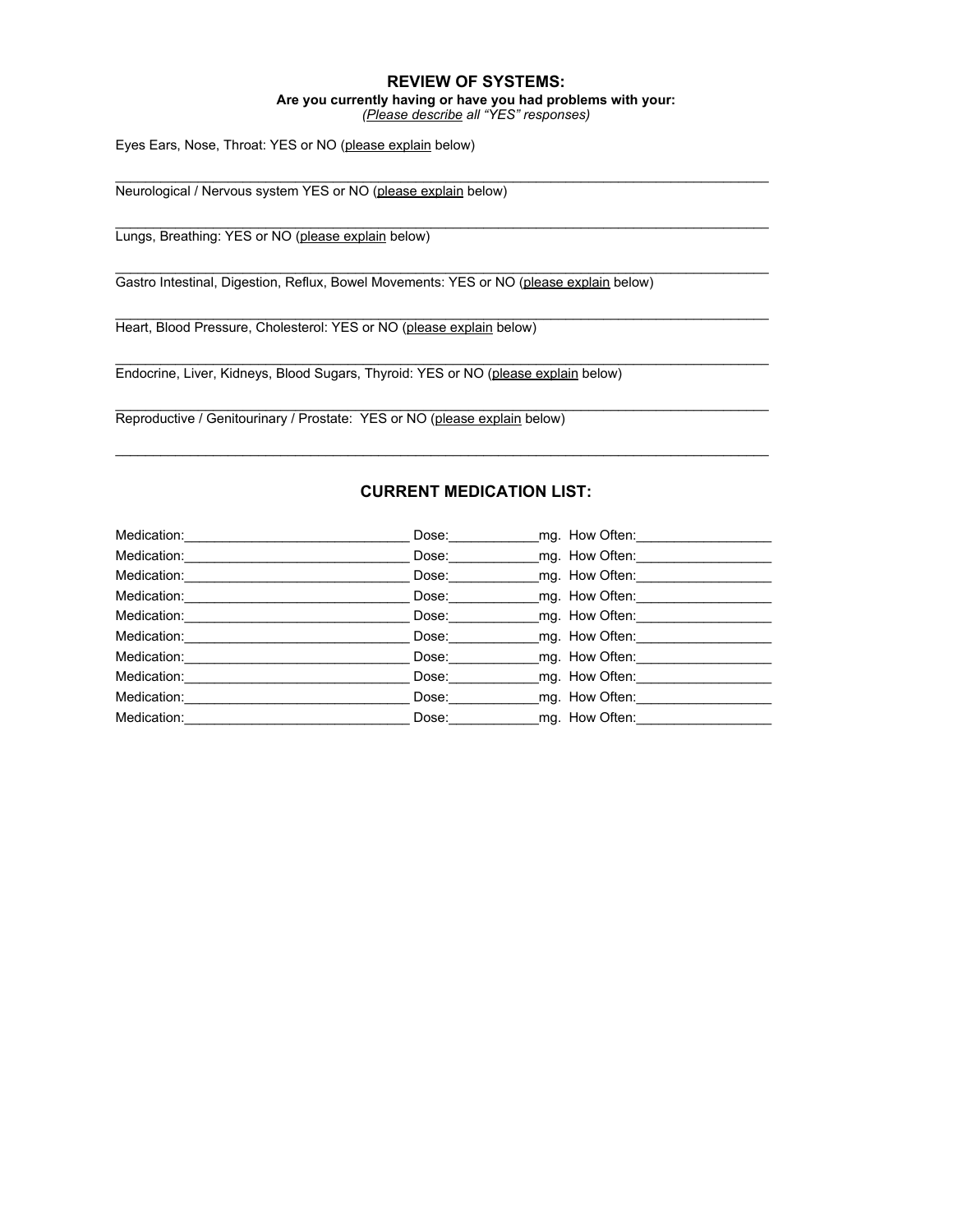## REVIEW OF SYSTEMS:

**Are you currently having or have you had problems with your:**

*(Please describe all "YES" responses)*

Eyes Ears, Nose, Throat: YES or NO (please explain below)

_______________________________________________________________________________

Neurological / Nervous system YES or NO (please explain below)

_______________________________________________________________________________

Lungs, Breathing: YES or NO (please explain below)

_______________________________________________________________________________

Gastro Intestinal, Digestion, Reflux, Bowel Movements: YES or NO (please explain below)

_______________________________________________________________________________

Heart, Blood Pressure, Cholesterol: YES or NO (please explain below)

_______________________________________________________________________________

Endocrine, Liver, Kidneys, Blood Sugars, Thyroid: YES or NO (please explain below)

_______________________________________________________________________________

Reproductive / Genitourinary / Prostate: YES or NO (please explain below)

_______________________________________________________________________________

## CURRENT MEDICATION LIST:

Medication:______________________________ Dose:____________mg. How Often:__________________

Medication:______________________________ Dose:____________mg. How Often:__________________

Medication:______________________________ Dose:____________mg. How Often:__________________

Medication:______________________________ Dose:____________mg. How Often:__________________

Medication:______________________________ Dose:____________mg. How Often:__________________

Medication:______________________________ Dose:____________mg. How Often:__________________

Medication:______________________________ Dose:____________mg. How Often:__________________

Medication:______________________________ Dose:____________mg. How Often:__________________

Medication:______________________________ Dose:____________mg. How Often:__________________

Medication:______________________________ Dose:____________mg. How Often:__________________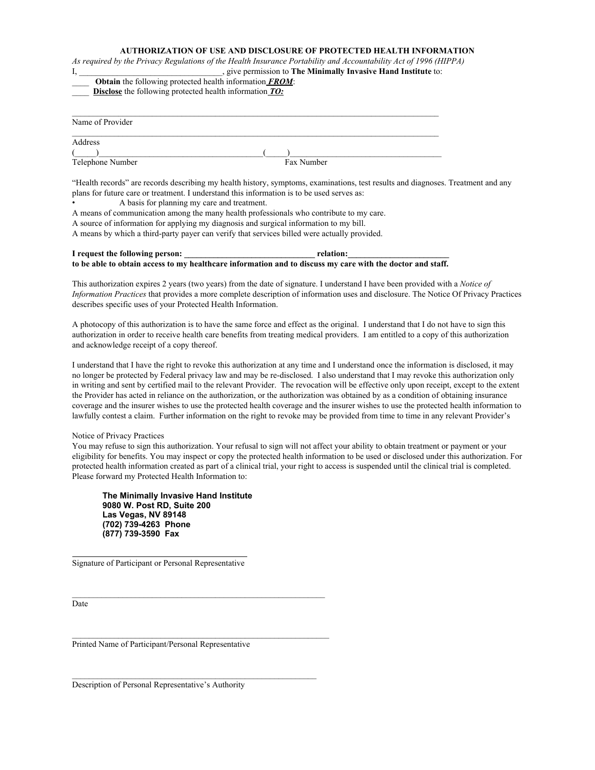**AUTHORIZATION OF USE AND DISCLOSURE OF PROTECTED HEALTH INFORMATION**

*As required by the Privacy Regulations of the Health Insurance Portability and Accountability Act of 1996 (HIPPA)*

I, _________________________________, give permission to **The Minimally Invasive Hand Institute** to:

____ **Obtain** the following protected health information ***FROM***:

____ **Disclose** the following protected health information ***TO:***

_____________________________________________________________________________________

Name of Provider

_____________________________________________________________________________________

Address

(_____)______________________________________(_____)___________________________________

Telephone Number                                                      Fax Number

"Health records" are records describing my health history, symptoms, examinations, test results and diagnoses. Treatment and any plans for future care or treatment. I understand this information is to be used serves as:

- A basis for planning my care and treatment.

A means of communication among the many health professionals who contribute to my care.
A source of information for applying my diagnosis and surgical information to my bill.
A means by which a third-party payer can verify that services billed were actually provided.

**I request the following person: ______________________________ relation:_______________________ to be able to obtain access to my healthcare information and to discuss my care with the doctor and staff.**

This authorization expires 2 years (two years) from the date of signature. I understand I have been provided with a *Notice of Information Practices* that provides a more complete description of information uses and disclosure. The Notice Of Privacy Practices describes specific uses of your Protected Health Information.

A photocopy of this authorization is to have the same force and effect as the original. I understand that I do not have to sign this authorization in order to receive health care benefits from treating medical providers. I am entitled to a copy of this authorization and acknowledge receipt of a copy thereof.

I understand that I have the right to revoke this authorization at any time and I understand once the information is disclosed, it may no longer be protected by Federal privacy law and may be re-disclosed. I also understand that I may revoke this authorization only in writing and sent by certified mail to the relevant Provider. The revocation will be effective only upon receipt, except to the extent the Provider has acted in reliance on the authorization, or the authorization was obtained by as a condition of obtaining insurance coverage and the insurer wishes to use the protected health coverage and the insurer wishes to use the protected health information to lawfully contest a claim. Further information on the right to revoke may be provided from time to time in any relevant Provider's

Notice of Privacy Practices

You may refuse to sign this authorization. Your refusal to sign will not affect your ability to obtain treatment or payment or your eligibility for benefits. You may inspect or copy the protected health information to be used or disclosed under this authorization. For protected health information created as part of a clinical trial, your right to access is suspended until the clinical trial is completed. Please forward my Protected Health Information to:

**The Minimally Invasive Hand Institute**
**9080 W. Post RD, Suite 200**
**Las Vegas, NV 89148**
**(702) 739-4263 Phone**
**(877) 739-3590 Fax**

_____________________________________

Signature of Participant or Personal Representative

_____________________________________

Date

_____________________________________

Printed Name of Participant/Personal Representative

_____________________________________

Description of Personal Representative's Authority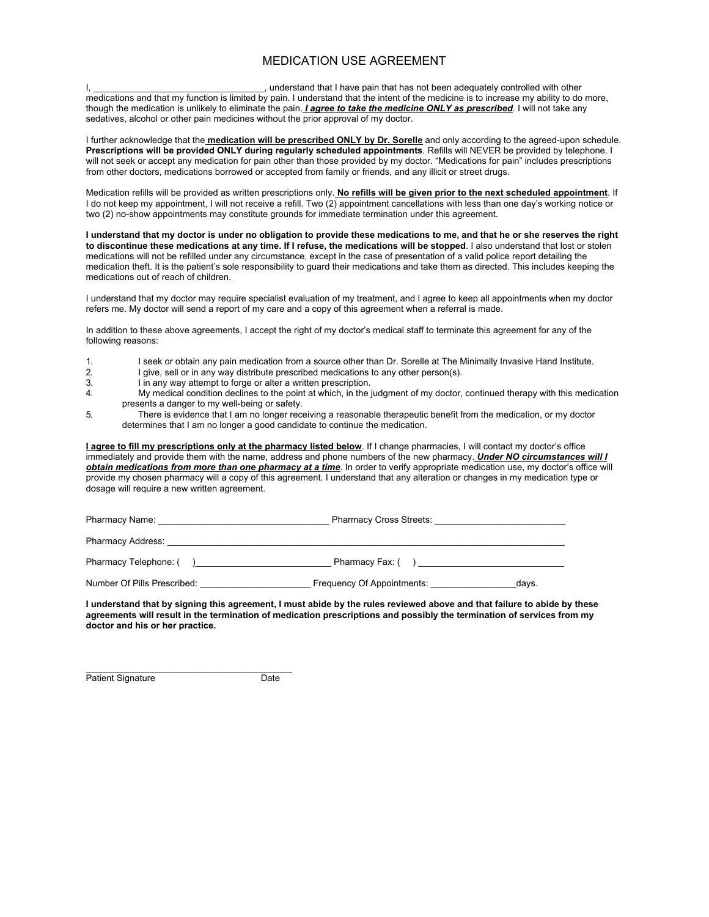# MEDICATION USE AGREEMENT

I, ________________________________, understand that I have pain that has not been adequately controlled with other medications and that my function is limited by pain. I understand that the intent of the medicine is to increase my ability to do more, though the medication is unlikely to eliminate the pain. ***I agree to take the medicine ONLY as prescribed***. I will not take any sedatives, alcohol or other pain medicines without the prior approval of my doctor.

I further acknowledge that the **medication will be prescribed ONLY by Dr. Sorelle** and only according to the agreed-upon schedule. **Prescriptions will be provided ONLY during regularly scheduled appointments**. Refills will NEVER be provided by telephone. I will not seek or accept any medication for pain other than those provided by my doctor. "Medications for pain" includes prescriptions from other doctors, medications borrowed or accepted from family or friends, and any illicit or street drugs.

Medication refills will be provided as written prescriptions only. **No refills will be given prior to the next scheduled appointment**. If I do not keep my appointment, I will not receive a refill. Two (2) appointment cancellations with less than one day's working notice or two (2) no-show appointments may constitute grounds for immediate termination under this agreement.

**I understand that my doctor is under no obligation to provide these medications to me, and that he or she reserves the right to discontinue these medications at any time. If I refuse, the medications will be stopped**. I also understand that lost or stolen medications will not be refilled under any circumstance, except in the case of presentation of a valid police report detailing the medication theft. It is the patient's sole responsibility to guard their medications and take them as directed. This includes keeping the medications out of reach of children.

I understand that my doctor may require specialist evaluation of my treatment, and I agree to keep all appointments when my doctor refers me. My doctor will send a report of my care and a copy of this agreement when a referral is made.

In addition to these above agreements, I accept the right of my doctor's medical staff to terminate this agreement for any of the following reasons:

1. I seek or obtain any pain medication from a source other than Dr. Sorelle at The Minimally Invasive Hand Institute.
2. I give, sell or in any way distribute prescribed medications to any other person(s).
3. I in any way attempt to forge or alter a written prescription.
4. My medical condition declines to the point at which, in the judgment of my doctor, continued therapy with this medication presents a danger to my well-being or safety.
5. There is evidence that I am no longer receiving a reasonable therapeutic benefit from the medication, or my doctor determines that I am no longer a good candidate to continue the medication.

**I agree to fill my prescriptions only at the pharmacy listed below**. If I change pharmacies, I will contact my doctor's office immediately and provide them with the name, address and phone numbers of the new pharmacy. ***Under NO circumstances will I obtain medications from more than one pharmacy at a time***. In order to verify appropriate medication use, my doctor's office will provide my chosen pharmacy will a copy of this agreement. I understand that any alteration or changes in my medication type or dosage will require a new written agreement.

Pharmacy Name: ________________________________ Pharmacy Cross Streets: ________________________

Pharmacy Address: ________________________________________________________________________

Pharmacy Telephone: (    )________________________ Pharmacy Fax: (    ) ___________________________

Number Of Pills Prescribed: ____________________ Frequency Of Appointments: _______________days.

**I understand that by signing this agreement, I must abide by the rules reviewed above and that failure to abide by these agreements will result in the termination of medication prescriptions and possibly the termination of services from my doctor and his or her practice.**

______________________________________
Patient Signature                                        Date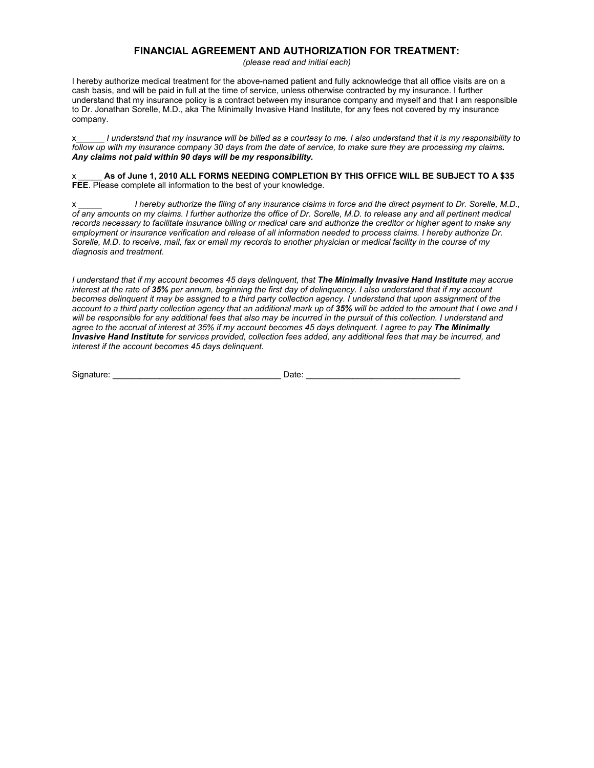## FINANCIAL AGREEMENT AND AUTHORIZATION FOR TREATMENT:

*(please read and initial each)*

I hereby authorize medical treatment for the above-named patient and fully acknowledge that all office visits are on a cash basis, and will be paid in full at the time of service, unless otherwise contracted by my insurance. I further understand that my insurance policy is a contract between my insurance company and myself and that I am responsible to Dr. Jonathan Sorelle, M.D., aka The Minimally Invasive Hand Institute, for any fees not covered by my insurance company.

x______ *I understand that my insurance will be billed as a courtesy to me. I also understand that it is my responsibility to follow up with my insurance company 30 days from the date of service, to make sure they are processing my claims.* ***Any claims not paid within 90 days will be my responsibility.***

x _____ **As of June 1, 2010 ALL FORMS NEEDING COMPLETION BY THIS OFFICE WILL BE SUBJECT TO A $35 FEE**. Please complete all information to the best of your knowledge.

x _____ *I hereby authorize the filing of any insurance claims in force and the direct payment to Dr. Sorelle, M.D., of any amounts on my claims. I further authorize the office of Dr. Sorelle, M.D. to release any and all pertinent medical records necessary to facilitate insurance billing or medical care and authorize the creditor or higher agent to make any employment or insurance verification and release of all information needed to process claims. I hereby authorize Dr. Sorelle, M.D. to receive, mail, fax or email my records to another physician or medical facility in the course of my diagnosis and treatment.*

*I understand that if my account becomes 45 days delinquent, that* ***The Minimally Invasive Hand Institute*** *may accrue interest at the rate of* ***35%*** *per annum, beginning the first day of delinquency. I also understand that if my account becomes delinquent it may be assigned to a third party collection agency. I understand that upon assignment of the account to a third party collection agency that an additional mark up of* ***35%*** *will be added to the amount that I owe and I will be responsible for any additional fees that also may be incurred in the pursuit of this collection. I understand and agree to the accrual of interest at 35% if my account becomes 45 days delinquent. I agree to pay* ***The Minimally Invasive Hand Institute*** *for services provided, collection fees added, any additional fees that may be incurred, and interest if the account becomes 45 days delinquent.*

Signature: ___________________________________ Date: ________________________________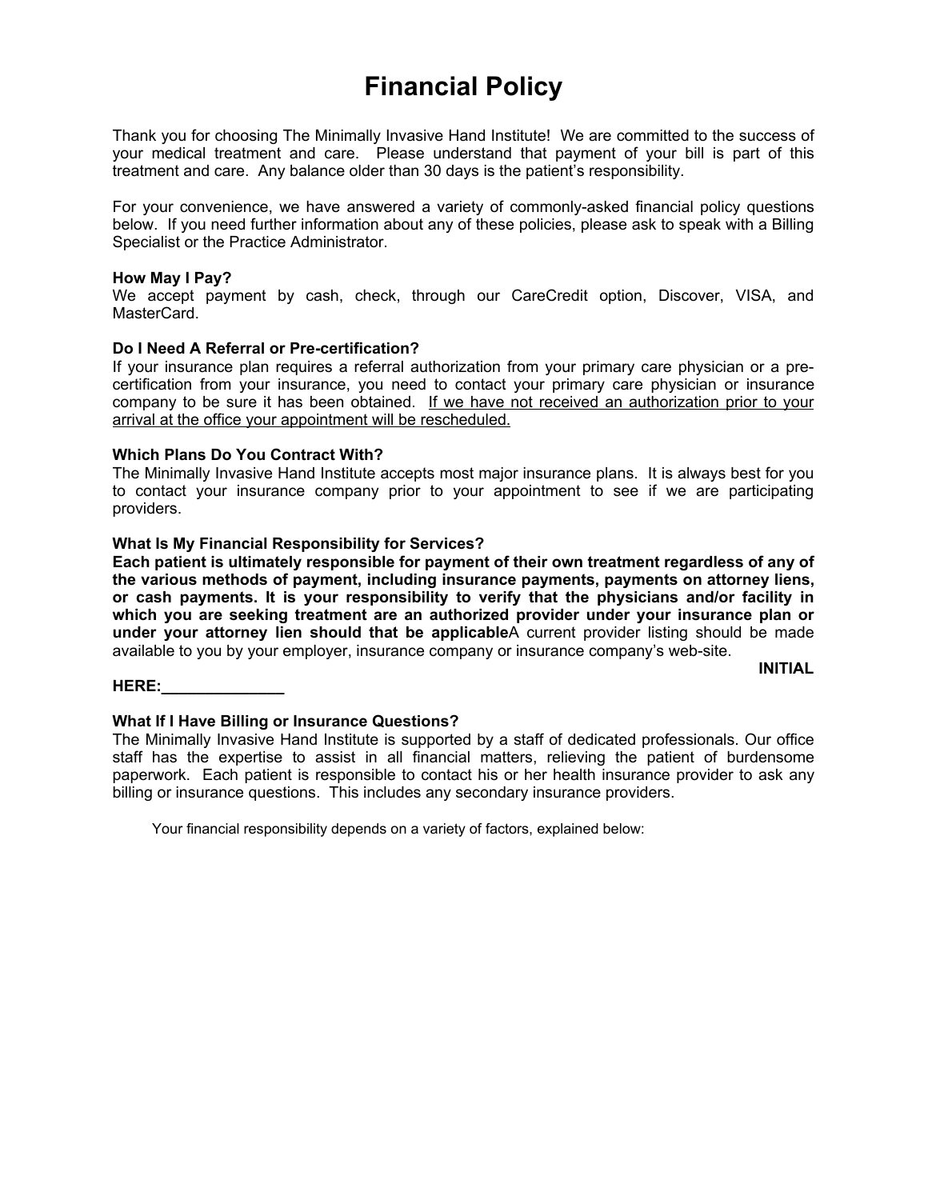# Financial Policy

Thank you for choosing The Minimally Invasive Hand Institute! We are committed to the success of your medical treatment and care. Please understand that payment of your bill is part of this treatment and care. Any balance older than 30 days is the patient's responsibility.

For your convenience, we have answered a variety of commonly-asked financial policy questions below. If you need further information about any of these policies, please ask to speak with a Billing Specialist or the Practice Administrator.

**How May I Pay?**
We accept payment by cash, check, through our CareCredit option, Discover, VISA, and MasterCard.

**Do I Need A Referral or Pre-certification?**
If your insurance plan requires a referral authorization from your primary care physician or a pre-certification from your insurance, you need to contact your primary care physician or insurance company to be sure it has been obtained. <u>If we have not received an authorization prior to your arrival at the office your appointment will be rescheduled.</u>

**Which Plans Do You Contract With?**
The Minimally Invasive Hand Institute accepts most major insurance plans. It is always best for you to contact your insurance company prior to your appointment to see if we are participating providers.

**What Is My Financial Responsibility for Services?**
**Each patient is ultimately responsible for payment of their own treatment regardless of any of the various methods of payment, including insurance payments, payments on attorney liens, or cash payments. It is your responsibility to verify that the physicians and/or facility in which you are seeking treatment are an authorized provider under your insurance plan or under your attorney lien should that be applicable**A current provider listing should be made available to you by your employer, insurance company or insurance company's web-site.

**INITIAL HERE:______________**

**What If I Have Billing or Insurance Questions?**
The Minimally Invasive Hand Institute is supported by a staff of dedicated professionals. Our office staff has the expertise to assist in all financial matters, relieving the patient of burdensome paperwork. Each patient is responsible to contact his or her health insurance provider to ask any billing or insurance questions. This includes any secondary insurance providers.

Your financial responsibility depends on a variety of factors, explained below: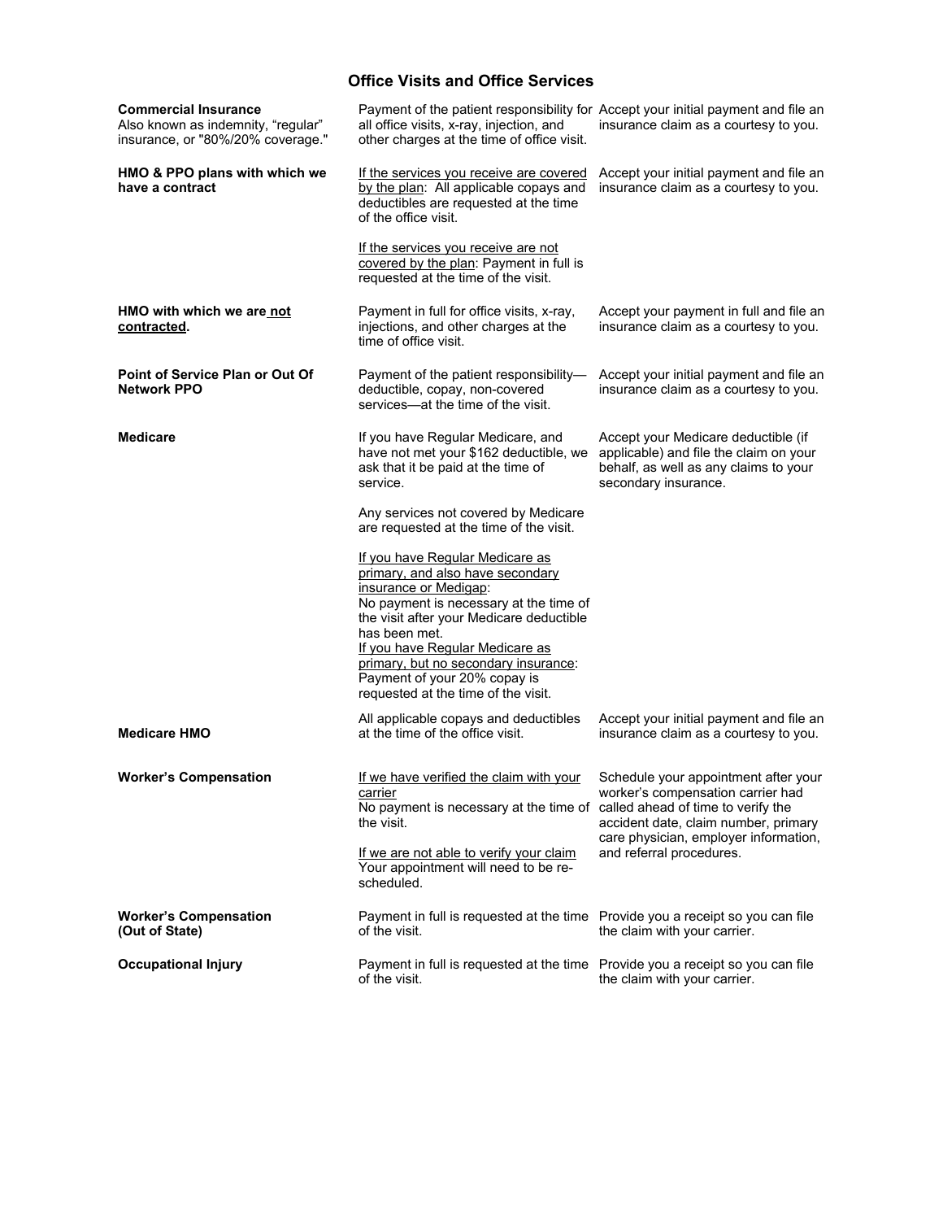## Office Visits and Office Services

| | | |
|---|---|---|
| **Commercial Insurance** Also known as indemnity, "regular" insurance, or "80%/20% coverage." | Payment of the patient responsibility for all office visits, x-ray, injection, and other charges at the time of office visit. | Accept your initial payment and file an insurance claim as a courtesy to you. |
| **HMO & PPO plans with which we have a contract** | <u>If the services you receive are covered by the plan</u>: All applicable copays and deductibles are requested at the time of the office visit.<br><br><u>If the services you receive are not covered by the plan</u>: Payment in full is requested at the time of the visit. | Accept your initial payment and file an insurance claim as a courtesy to you. |
| **HMO with which we are <u>not contracted</u>.** | Payment in full for office visits, x-ray, injections, and other charges at the time of office visit. | Accept your payment in full and file an insurance claim as a courtesy to you. |
| **Point of Service Plan or Out Of Network PPO** | Payment of the patient responsibility—deductible, copay, non-covered services—at the time of the visit. | Accept your initial payment and file an insurance claim as a courtesy to you. |
| **Medicare** | If you have Regular Medicare, and have not met your $162 deductible, we ask that it be paid at the time of service.<br><br>Any services not covered by Medicare are requested at the time of the visit.<br><br><u>If you have Regular Medicare as primary, and also have secondary insurance or Medigap</u>: No payment is necessary at the time of the visit after your Medicare deductible has been met.<br><u>If you have Regular Medicare as primary, but no secondary insurance</u>: Payment of your 20% copay is requested at the time of the visit. | Accept your Medicare deductible (if applicable) and file the claim on your behalf, as well as any claims to your secondary insurance. |
| **Medicare HMO** | All applicable copays and deductibles at the time of the office visit. | Accept your initial payment and file an insurance claim as a courtesy to you. |
| **Worker's Compensation** | <u>If we have verified the claim with your carrier</u><br>No payment is necessary at the time of the visit.<br><br><u>If we are not able to verify your claim</u><br>Your appointment will need to be re-scheduled. | Schedule your appointment after your worker's compensation carrier had called ahead of time to verify the accident date, claim number, primary care physician, employer information, and referral procedures. |
| **Worker's Compensation (Out of State)** | Payment in full is requested at the time of the visit. | Provide you a receipt so you can file the claim with your carrier. |
| **Occupational Injury** | Payment in full is requested at the time of the visit. | Provide you a receipt so you can file the claim with your carrier. |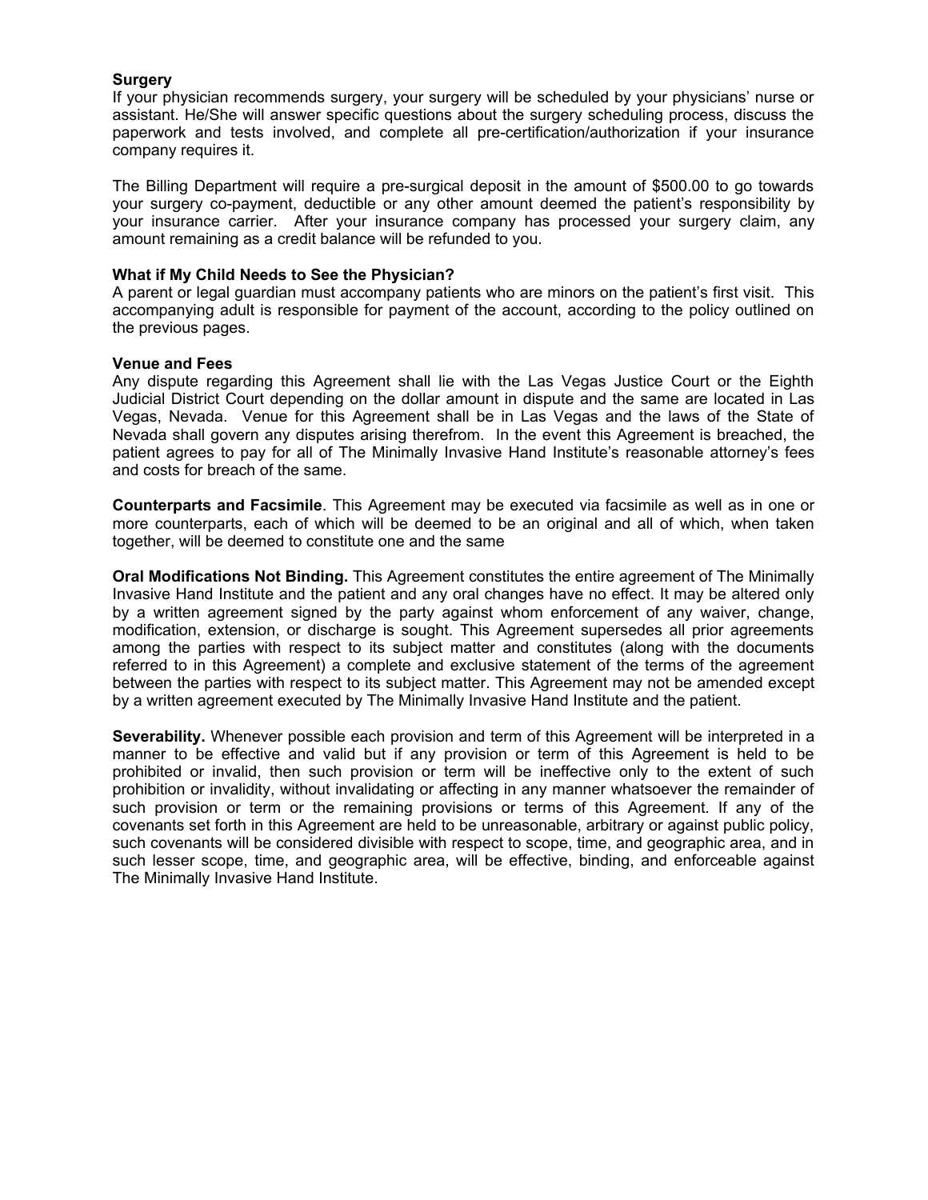**Surgery**

If your physician recommends surgery, your surgery will be scheduled by your physicians' nurse or assistant. He/She will answer specific questions about the surgery scheduling process, discuss the paperwork and tests involved, and complete all pre-certification/authorization if your insurance company requires it.

The Billing Department will require a pre-surgical deposit in the amount of $500.00 to go towards your surgery co-payment, deductible or any other amount deemed the patient's responsibility by your insurance carrier. After your insurance company has processed your surgery claim, any amount remaining as a credit balance will be refunded to you.

**What if My Child Needs to See the Physician?**

A parent or legal guardian must accompany patients who are minors on the patient's first visit. This accompanying adult is responsible for payment of the account, according to the policy outlined on the previous pages.

**Venue and Fees**

Any dispute regarding this Agreement shall lie with the Las Vegas Justice Court or the Eighth Judicial District Court depending on the dollar amount in dispute and the same are located in Las Vegas, Nevada. Venue for this Agreement shall be in Las Vegas and the laws of the State of Nevada shall govern any disputes arising therefrom. In the event this Agreement is breached, the patient agrees to pay for all of The Minimally Invasive Hand Institute's reasonable attorney's fees and costs for breach of the same.

**Counterparts and Facsimile**. This Agreement may be executed via facsimile as well as in one or more counterparts, each of which will be deemed to be an original and all of which, when taken together, will be deemed to constitute one and the same

**Oral Modifications Not Binding.** This Agreement constitutes the entire agreement of The Minimally Invasive Hand Institute and the patient and any oral changes have no effect. It may be altered only by a written agreement signed by the party against whom enforcement of any waiver, change, modification, extension, or discharge is sought. This Agreement supersedes all prior agreements among the parties with respect to its subject matter and constitutes (along with the documents referred to in this Agreement) a complete and exclusive statement of the terms of the agreement between the parties with respect to its subject matter. This Agreement may not be amended except by a written agreement executed by The Minimally Invasive Hand Institute and the patient.

**Severability.** Whenever possible each provision and term of this Agreement will be interpreted in a manner to be effective and valid but if any provision or term of this Agreement is held to be prohibited or invalid, then such provision or term will be ineffective only to the extent of such prohibition or invalidity, without invalidating or affecting in any manner whatsoever the remainder of such provision or term or the remaining provisions or terms of this Agreement. If any of the covenants set forth in this Agreement are held to be unreasonable, arbitrary or against public policy, such covenants will be considered divisible with respect to scope, time, and geographic area, and in such lesser scope, time, and geographic area, will be effective, binding, and enforceable against The Minimally Invasive Hand Institute.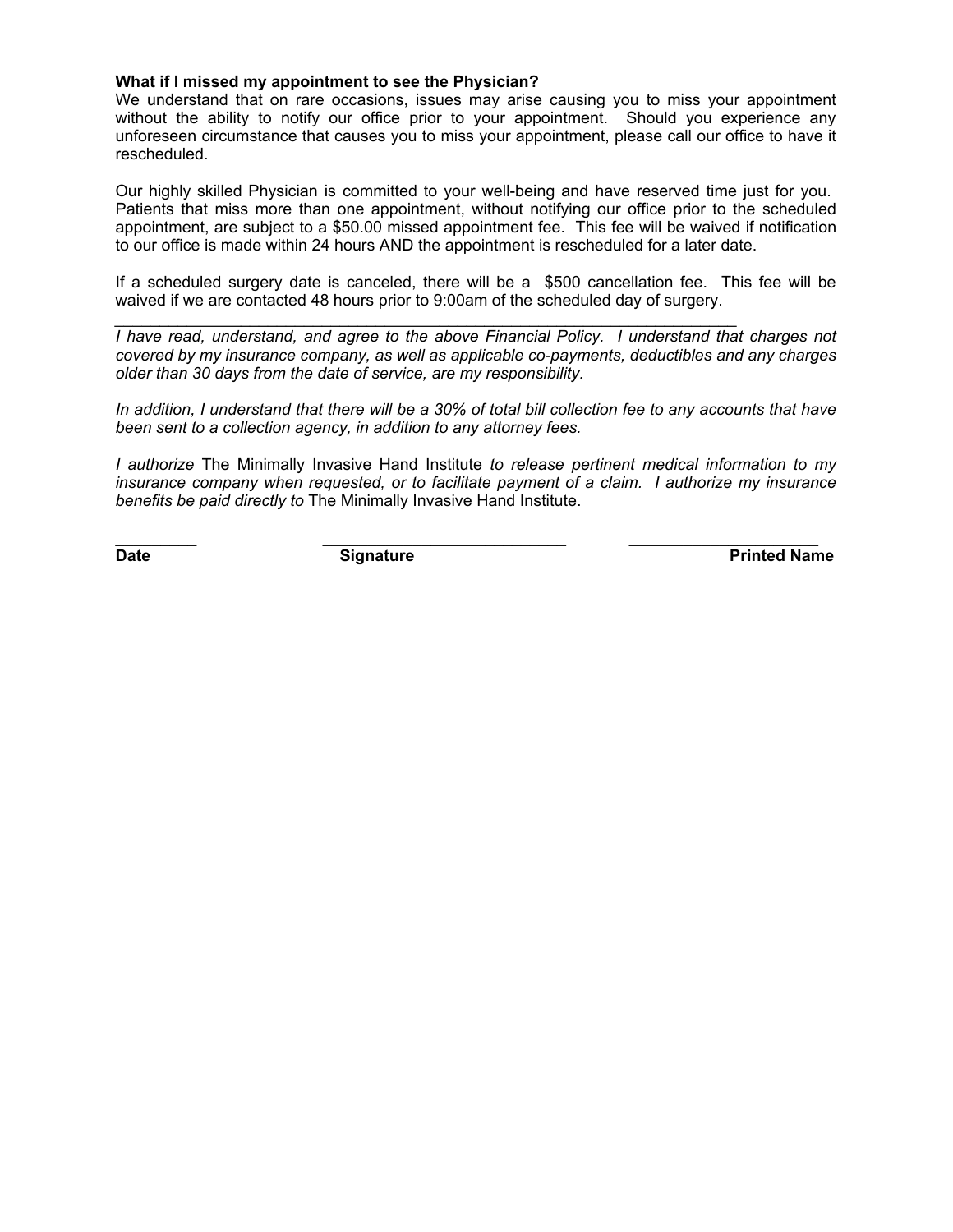**What if I missed my appointment to see the Physician?**
We understand that on rare occasions, issues may arise causing you to miss your appointment without the ability to notify our office prior to your appointment. Should you experience any unforeseen circumstance that causes you to miss your appointment, please call our office to have it rescheduled.

Our highly skilled Physician is committed to your well-being and have reserved time just for you. Patients that miss more than one appointment, without notifying our office prior to the scheduled appointment, are subject to a $50.00 missed appointment fee. This fee will be waived if notification to our office is made within 24 hours AND the appointment is rescheduled for a later date.

If a scheduled surgery date is canceled, there will be a $500 cancellation fee. This fee will be waived if we are contacted 48 hours prior to 9:00am of the scheduled day of surgery.

---

*I have read, understand, and agree to the above Financial Policy. I understand that charges not covered by my insurance company, as well as applicable co-payments, deductibles and any charges older than 30 days from the date of service, are my responsibility.*

*In addition, I understand that there will be a 30% of total bill collection fee to any accounts that have been sent to a collection agency, in addition to any attorney fees.*

*I authorize* The Minimally Invasive Hand Institute *to release pertinent medical information to my insurance company when requested, or to facilitate payment of a claim. I authorize my insurance benefits be paid directly to* The Minimally Invasive Hand Institute.

_________ ____________________________ _____________________

**Date** **Signature** **Printed Name**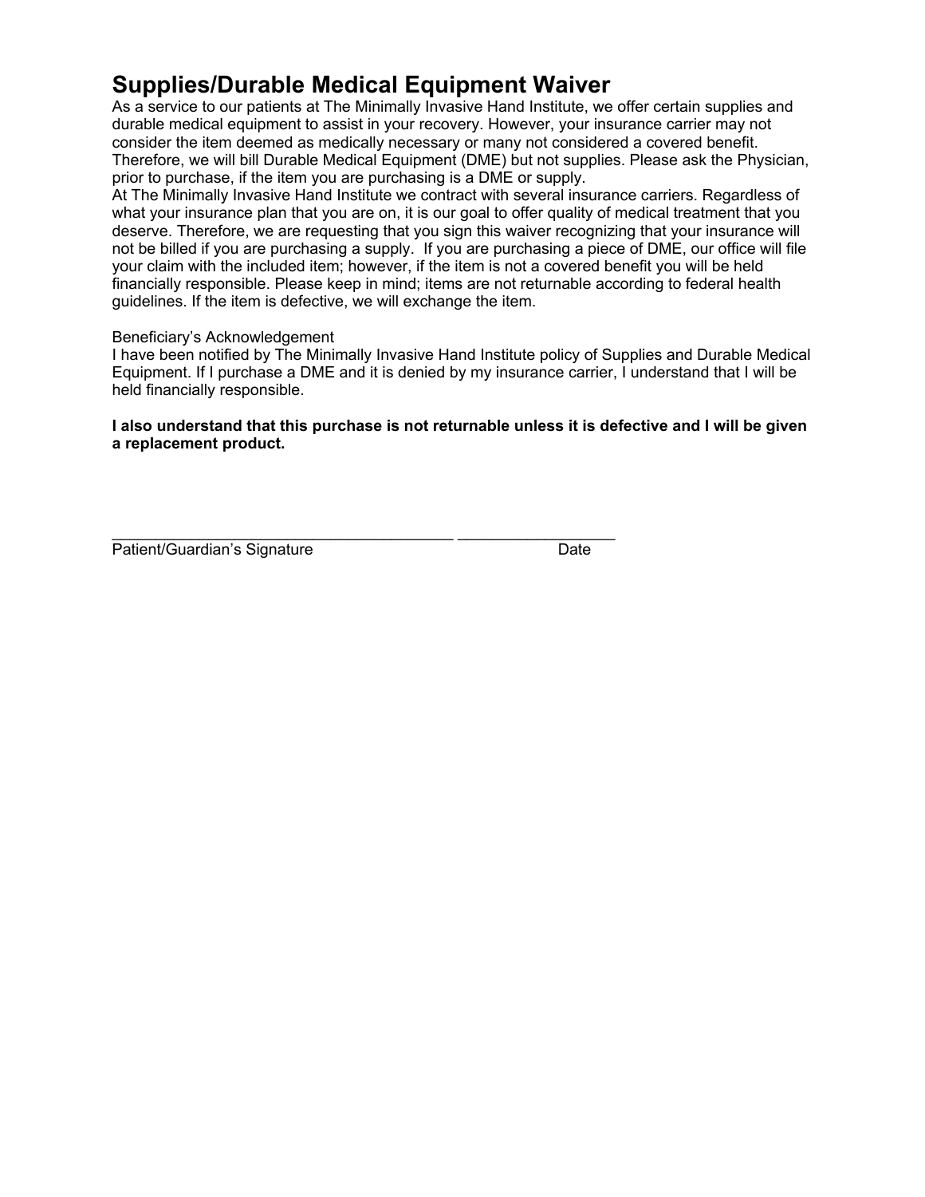# Supplies/Durable Medical Equipment Waiver

As a service to our patients at The Minimally Invasive Hand Institute, we offer certain supplies and durable medical equipment to assist in your recovery. However, your insurance carrier may not consider the item deemed as medically necessary or many not considered a covered benefit. Therefore, we will bill Durable Medical Equipment (DME) but not supplies. Please ask the Physician, prior to purchase, if the item you are purchasing is a DME or supply.

At The Minimally Invasive Hand Institute we contract with several insurance carriers. Regardless of what your insurance plan that you are on, it is our goal to offer quality of medical treatment that you deserve. Therefore, we are requesting that you sign this waiver recognizing that your insurance will not be billed if you are purchasing a supply. If you are purchasing a piece of DME, our office will file your claim with the included item; however, if the item is not a covered benefit you will be held financially responsible. Please keep in mind; items are not returnable according to federal health guidelines. If the item is defective, we will exchange the item.

Beneficiary's Acknowledgement

I have been notified by The Minimally Invasive Hand Institute policy of Supplies and Durable Medical Equipment. If I purchase a DME and it is denied by my insurance carrier, I understand that I will be held financially responsible.

**I also understand that this purchase is not returnable unless it is defective and I will be given a replacement product.**

_________________________________________ __________________

Patient/Guardian's Signature Date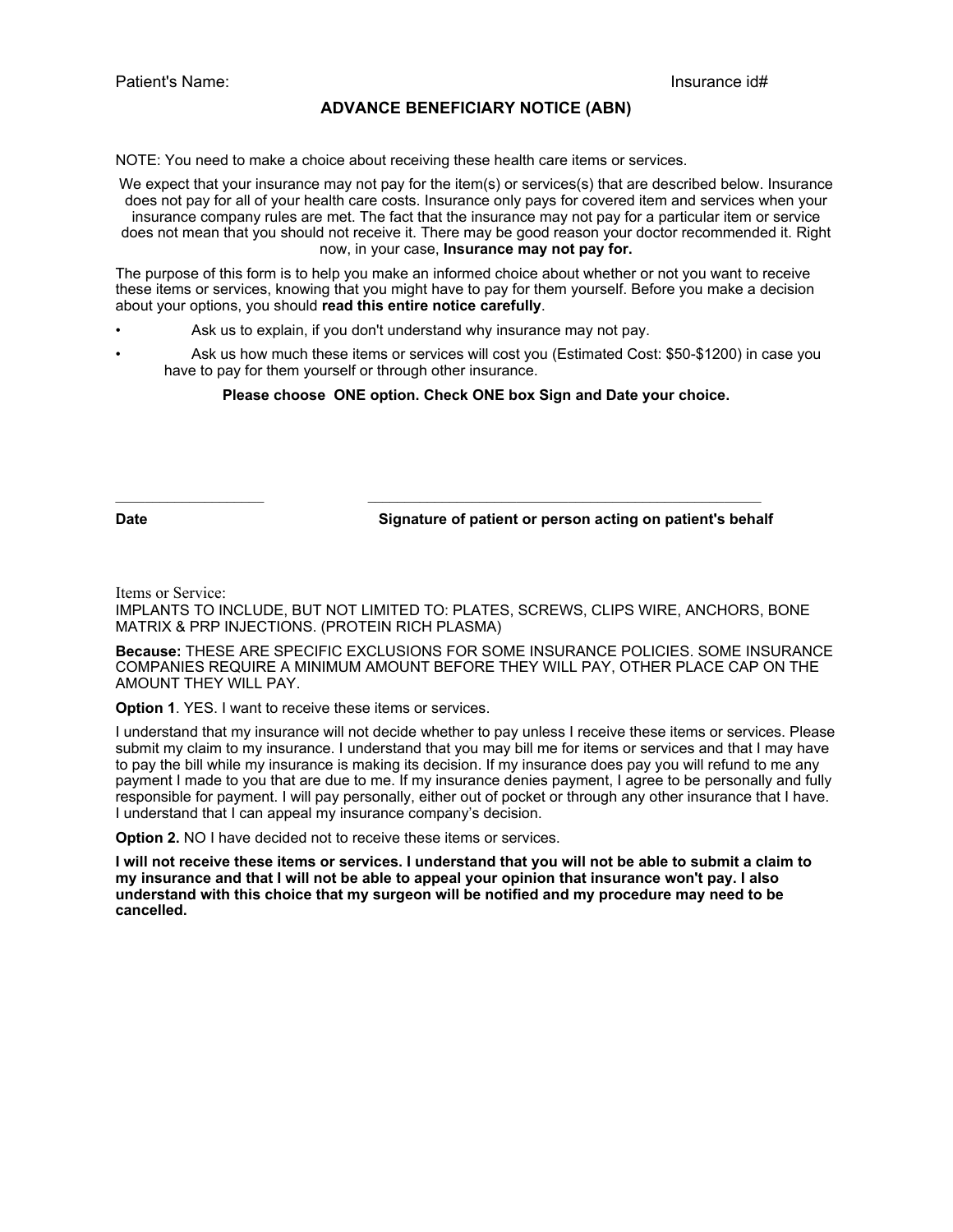Patient's Name: Insurance id#

# ADVANCE BENEFICIARY NOTICE (ABN)

NOTE: You need to make a choice about receiving these health care items or services.

We expect that your insurance may not pay for the item(s) or services(s) that are described below. Insurance does not pay for all of your health care costs. Insurance only pays for covered item and services when your insurance company rules are met. The fact that the insurance may not pay for a particular item or service does not mean that you should not receive it. There may be good reason your doctor recommended it. Right now, in your case, **Insurance may not pay for.**

The purpose of this form is to help you make an informed choice about whether or not you want to receive these items or services, knowing that you might have to pay for them yourself. Before you make a decision about your options, you should **read this entire notice carefully**.

- Ask us to explain, if you don't understand why insurance may not pay.
- Ask us how much these items or services will cost you (Estimated Cost: $50-$1200) in case you have to pay for them yourself or through other insurance.

**Please choose ONE option. Check ONE box Sign and Date your choice.**

\_\_\_\_\_\_\_\_\_\_\_\_\_\_\_\_\_\_ \_\_\_\_\_\_\_\_\_\_\_\_\_\_\_\_\_\_\_\_\_\_\_\_\_\_\_\_\_\_\_\_\_\_\_\_\_\_\_\_\_\_\_\_\_\_

**Date** **Signature of patient or person acting on patient's behalf**

Items or Service:
IMPLANTS TO INCLUDE, BUT NOT LIMITED TO: PLATES, SCREWS, CLIPS WIRE, ANCHORS, BONE MATRIX & PRP INJECTIONS. (PROTEIN RICH PLASMA)

**Because:** THESE ARE SPECIFIC EXCLUSIONS FOR SOME INSURANCE POLICIES. SOME INSURANCE COMPANIES REQUIRE A MINIMUM AMOUNT BEFORE THEY WILL PAY, OTHER PLACE CAP ON THE AMOUNT THEY WILL PAY.

**Option 1**. YES. I want to receive these items or services.

I understand that my insurance will not decide whether to pay unless I receive these items or services. Please submit my claim to my insurance. I understand that you may bill me for items or services and that I may have to pay the bill while my insurance is making its decision. If my insurance does pay you will refund to me any payment I made to you that are due to me. If my insurance denies payment, I agree to be personally and fully responsible for payment. I will pay personally, either out of pocket or through any other insurance that I have. I understand that I can appeal my insurance company's decision.

**Option 2.** NO I have decided not to receive these items or services.

**I will not receive these items or services. I understand that you will not be able to submit a claim to my insurance and that I will not be able to appeal your opinion that insurance won't pay. I also understand with this choice that my surgeon will be notified and my procedure may need to be cancelled.**